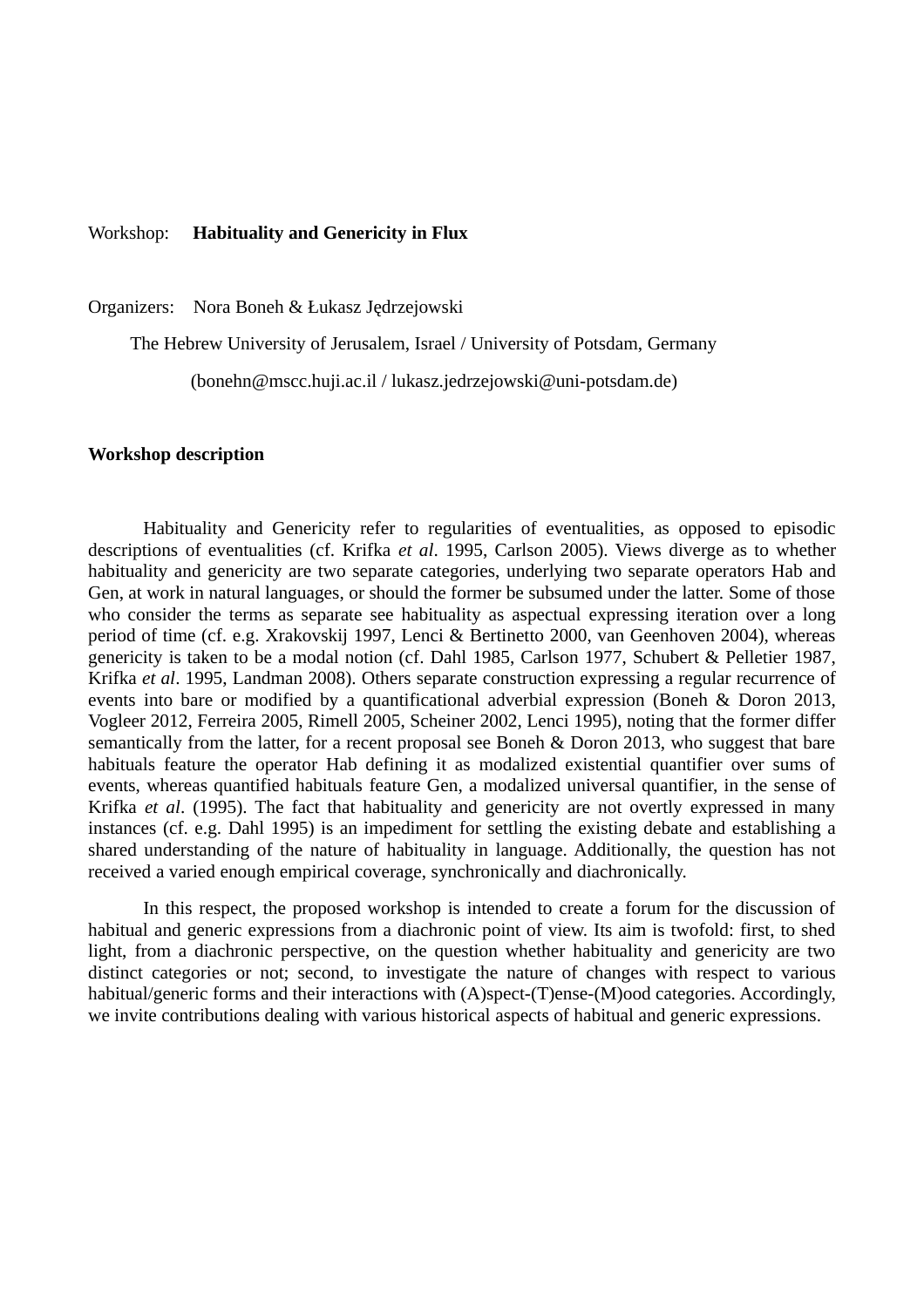Workshop: **Habituality and Genericity in Flux**

Organizers: Nora Boneh & Łukasz Jędrzejowski

The Hebrew University of Jerusalem, Israel / University of Potsdam, Germany

(bonehn@mscc.huji.ac.il / lukasz.jedrzejowski@uni-potsdam.de)

**Workshop description**

Habituality and Genericity refer to regularities of eventualities, as opposed to episodic descriptions of eventualities (cf. Krifka *et al*. 1995, Carlson 2005). Views diverge as to whether habituality and genericity are two separate categories, underlying two separate operators Hab and Gen, at work in natural languages, or should the former be subsumed under the latter. Some of those who consider the terms as separate see habituality as aspectual expressing iteration over a long period of time (cf. e.g. Xrakovskij 1997, Lenci & Bertinetto 2000, van Geenhoven 2004), whereas genericity is taken to be a modal notion (cf. Dahl 1985, Carlson 1977, Schubert & Pelletier 1987, Krifka *et al*. 1995, Landman 2008). Others separate construction expressing a regular recurrence of events into bare or modified by a quantificational adverbial expression (Boneh & Doron 2013, Vogleer 2012, Ferreira 2005, Rimell 2005, Scheiner 2002, Lenci 1995), noting that the former differ semantically from the latter, for a recent proposal see Boneh & Doron 2013, who suggest that bare habituals feature the operator Hab defining it as modalized existential quantifier over sums of events, whereas quantified habituals feature Gen, a modalized universal quantifier, in the sense of Krifka *et al*. (1995). The fact that habituality and genericity are not overtly expressed in many instances (cf. e.g. Dahl 1995) is an impediment for settling the existing debate and establishing a shared understanding of the nature of habituality in language. Additionally, the question has not received a varied enough empirical coverage, synchronically and diachronically.

In this respect, the proposed workshop is intended to create a forum for the discussion of habitual and generic expressions from a diachronic point of view. Its aim is twofold: first, to shed light, from a diachronic perspective, on the question whether habituality and genericity are two distinct categories or not; second, to investigate the nature of changes with respect to various habitual/generic forms and their interactions with (A)spect-(T)ense-(M)ood categories. Accordingly, we invite contributions dealing with various historical aspects of habitual and generic expressions.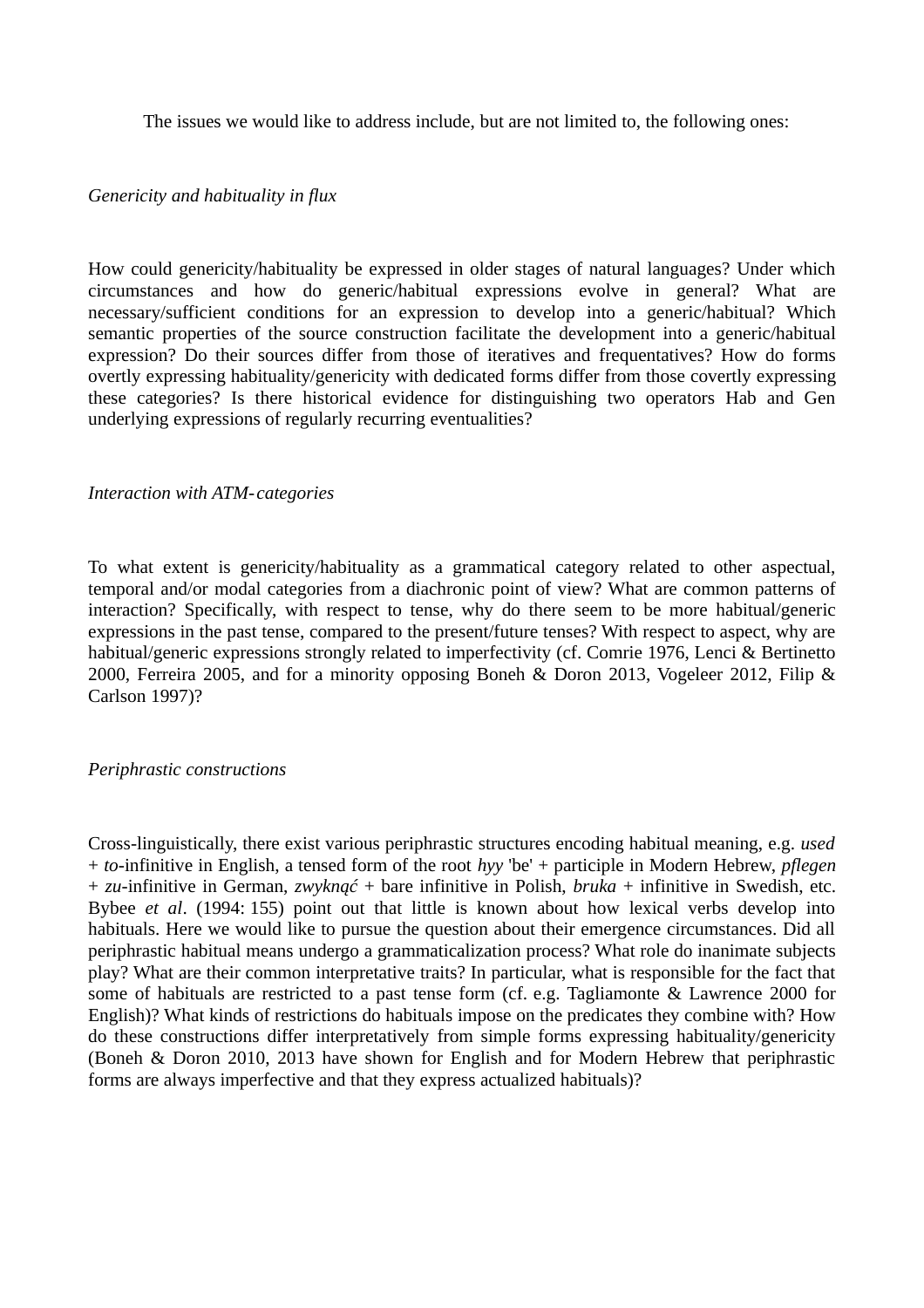The issues we would like to address include, but are not limited to, the following ones:

*Genericity and habituality in flux*

How could genericity/habituality be expressed in older stages of natural languages? Under which circumstances and how do generic/habitual expressions evolve in general? What are necessary/sufficient conditions for an expression to develop into a generic/habitual? Which semantic properties of the source construction facilitate the development into a generic/habitual expression? Do their sources differ from those of iteratives and frequentatives? How do forms overtly expressing habituality/genericity with dedicated forms differ from those covertly expressing these categories? Is there historical evidence for distinguishing two operators Hab and Gen underlying expressions of regularly recurring eventualities?

*Interaction with ATM-categories*

To what extent is genericity/habituality as a grammatical category related to other aspectual, temporal and/or modal categories from a diachronic point of view? What are common patterns of interaction? Specifically, with respect to tense, why do there seem to be more habitual/generic expressions in the past tense, compared to the present/future tenses? With respect to aspect, why are habitual/generic expressions strongly related to imperfectivity (cf. Comrie 1976, Lenci & Bertinetto 2000, Ferreira 2005, and for a minority opposing Boneh & Doron 2013, Vogeleer 2012, Filip & Carlson 1997)?

*Periphrastic constructions*

Cross-linguistically, there exist various periphrastic structures encoding habitual meaning, e.g. *used* + *to*-infinitive in English, a tensed form of the root *hyy* 'be' + participle in Modern Hebrew, *pflegen* + *zu*-infinitive in German, *zwyknąć* + bare infinitive in Polish, *bruka* + infinitive in Swedish, etc. Bybee *et al*. (1994: 155) point out that little is known about how lexical verbs develop into habituals. Here we would like to pursue the question about their emergence circumstances. Did all periphrastic habitual means undergo a grammaticalization process? What role do inanimate subjects play? What are their common interpretative traits? In particular, what is responsible for the fact that some of habituals are restricted to a past tense form (cf. e.g. Tagliamonte & Lawrence 2000 for English)? What kinds of restrictions do habituals impose on the predicates they combine with? How do these constructions differ interpretatively from simple forms expressing habituality/genericity (Boneh & Doron 2010, 2013 have shown for English and for Modern Hebrew that periphrastic forms are always imperfective and that they express actualized habituals)?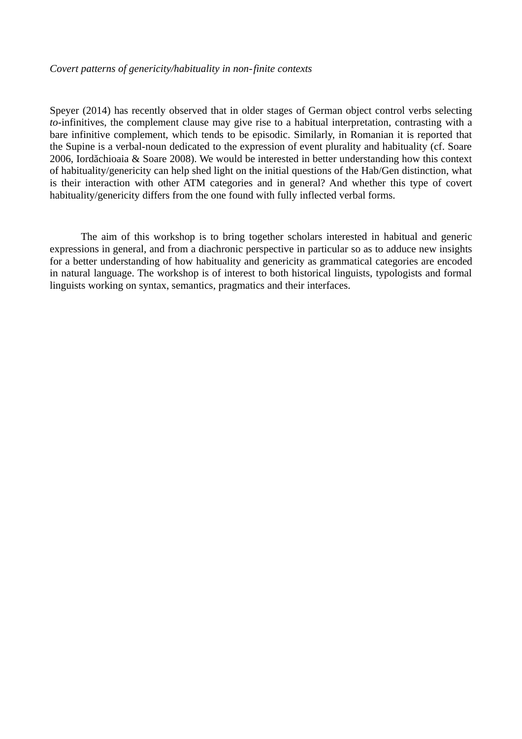*Covert patterns of genericity/habituality in non-finite contexts*

Speyer (2014) has recently observed that in older stages of German object control verbs selecting *to*-infinitives, the complement clause may give rise to a habitual interpretation, contrasting with a bare infinitive complement, which tends to be episodic. Similarly, in Romanian it is reported that the Supine is a verbal-noun dedicated to the expression of event plurality and habituality (cf. Soare 2006, Iordăchioaia & Soare 2008). We would be interested in better understanding how this context of habituality/genericity can help shed light on the initial questions of the Hab/Gen distinction, what is their interaction with other ATM categories and in general? And whether this type of covert habituality/genericity differs from the one found with fully inflected verbal forms.

The aim of this workshop is to bring together scholars interested in habitual and generic expressions in general, and from a diachronic perspective in particular so as to adduce new insights for a better understanding of how habituality and genericity as grammatical categories are encoded in natural language. The workshop is of interest to both historical linguists, typologists and formal linguists working on syntax, semantics, pragmatics and their interfaces.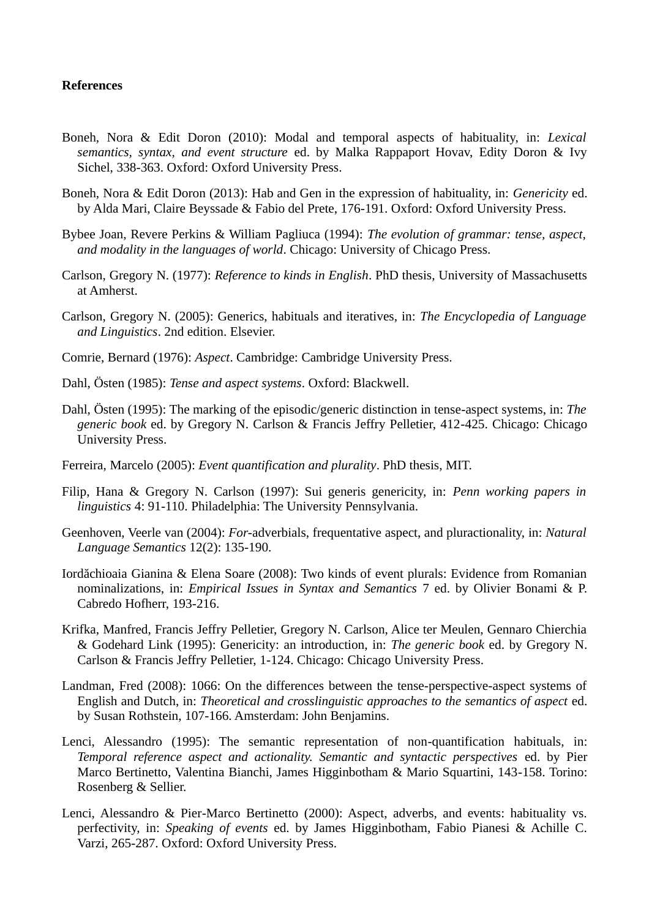**References**

Boneh, Nora & Edit Doron (2010): Modal and temporal aspects of habituality, in: *Lexical semantics, syntax, and event structure* ed. by Malka Rappaport Hovav, Edity Doron & Ivy Sichel, 338-363. Oxford: Oxford University Press.

Boneh, Nora & Edit Doron (2013): Hab and Gen in the expression of habituality, in: *Genericity* ed. by Alda Mari, Claire Beyssade & Fabio del Prete, 176-191. Oxford: Oxford University Press.

Bybee Joan, Revere Perkins & William Pagliuca (1994): *The evolution of grammar: tense, aspect, and modality in the languages of world*. Chicago: University of Chicago Press.

Carlson, Gregory N. (1977): *Reference to kinds in English*. PhD thesis, University of Massachusetts at Amherst.

Carlson, Gregory N. (2005): Generics, habituals and iteratives, in: *The Encyclopedia of Language and Linguistics*. 2nd edition. Elsevier.

Comrie, Bernard (1976): *Aspect*. Cambridge: Cambridge University Press.

Dahl, Östen (1985): *Tense and aspect systems*. Oxford: Blackwell.

Dahl, Östen (1995): The marking of the episodic/generic distinction in tense-aspect systems, in: *The generic book* ed. by Gregory N. Carlson & Francis Jeffry Pelletier, 412-425. Chicago: Chicago University Press.

Ferreira, Marcelo (2005): *Event quantification and plurality*. PhD thesis, MIT.

Filip, Hana & Gregory N. Carlson (1997): Sui generis genericity, in: *Penn working papers in linguistics* 4: 91-110. Philadelphia: The University Pennsylvania.

Geenhoven, Veerle van (2004): *For*-adverbials, frequentative aspect, and pluractionality, in: *Natural Language Semantics* 12(2): 135-190.

Iordăchioaia Gianina & Elena Soare (2008): Two kinds of event plurals: Evidence from Romanian nominalizations, in: *Empirical Issues in Syntax and Semantics* 7 ed. by Olivier Bonami & P. Cabredo Hofherr, 193-216.

Krifka, Manfred, Francis Jeffry Pelletier, Gregory N. Carlson, Alice ter Meulen, Gennaro Chierchia & Godehard Link (1995): Genericity: an introduction, in: *The generic book* ed. by Gregory N. Carlson & Francis Jeffry Pelletier, 1-124. Chicago: Chicago University Press.

Landman, Fred (2008): 1066: On the differences between the tense-perspective-aspect systems of English and Dutch, in: *Theoretical and crosslinguistic approaches to the semantics of aspect* ed. by Susan Rothstein, 107-166. Amsterdam: John Benjamins.

Lenci, Alessandro (1995): The semantic representation of non-quantification habituals, in: *Temporal reference aspect and actionality. Semantic and syntactic perspectives* ed. by Pier Marco Bertinetto, Valentina Bianchi, James Higginbotham & Mario Squartini, 143-158. Torino: Rosenberg & Sellier.

Lenci, Alessandro & Pier-Marco Bertinetto (2000): Aspect, adverbs, and events: habituality vs. perfectivity, in: *Speaking of events* ed. by James Higginbotham, Fabio Pianesi & Achille C. Varzi, 265-287. Oxford: Oxford University Press.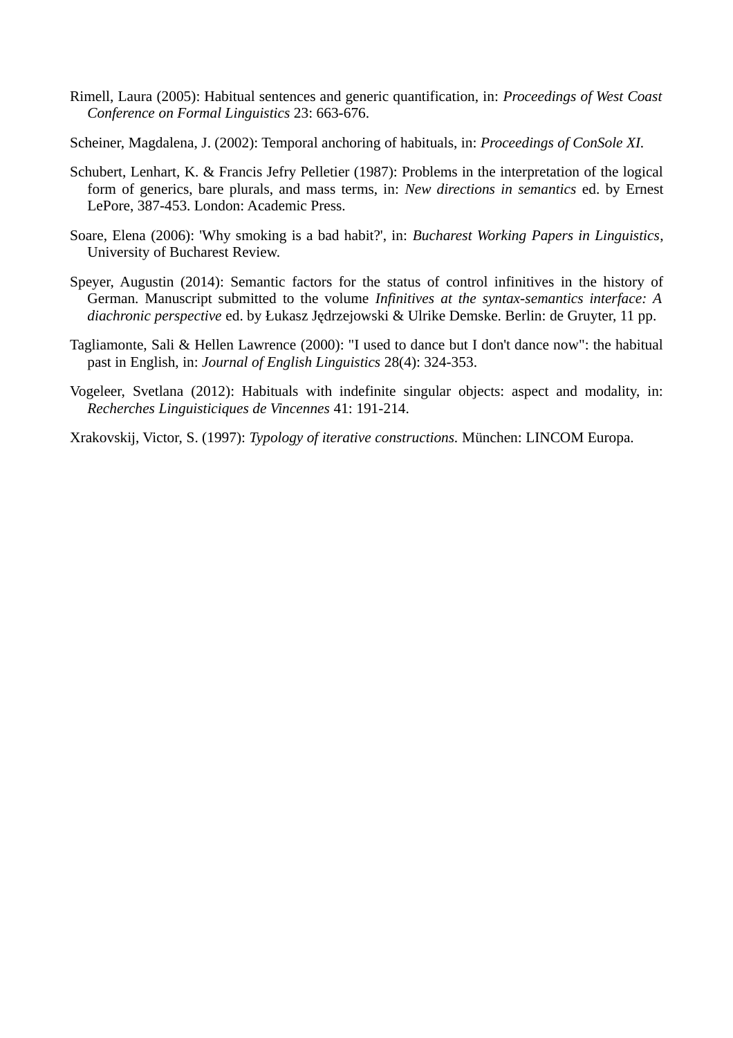Rimell, Laura (2005): Habitual sentences and generic quantification, in: *Proceedings of West Coast Conference on Formal Linguistics* 23: 663-676.

Scheiner, Magdalena, J. (2002): Temporal anchoring of habituals, in: *Proceedings of ConSole XI.*

Schubert, Lenhart, K. & Francis Jefry Pelletier (1987): Problems in the interpretation of the logical form of generics, bare plurals, and mass terms, in: *New directions in semantics* ed. by Ernest LePore, 387-453. London: Academic Press.

Soare, Elena (2006): 'Why smoking is a bad habit?', in: *Bucharest Working Papers in Linguistics*, University of Bucharest Review.

Speyer, Augustin (2014): Semantic factors for the status of control infinitives in the history of German. Manuscript submitted to the volume *Infinitives at the syntax-semantics interface: A diachronic perspective* ed. by Łukasz Jędrzejowski & Ulrike Demske. Berlin: de Gruyter, 11 pp.

Tagliamonte, Sali & Hellen Lawrence (2000): "I used to dance but I don't dance now": the habitual past in English, in: *Journal of English Linguistics* 28(4): 324-353.

Vogeleer, Svetlana (2012): Habituals with indefinite singular objects: aspect and modality, in: *Recherches Linguisticiques de Vincennes* 41: 191-214.

Xrakovskij, Victor, S. (1997): *Typology of iterative constructions.* München: LINCOM Europa.